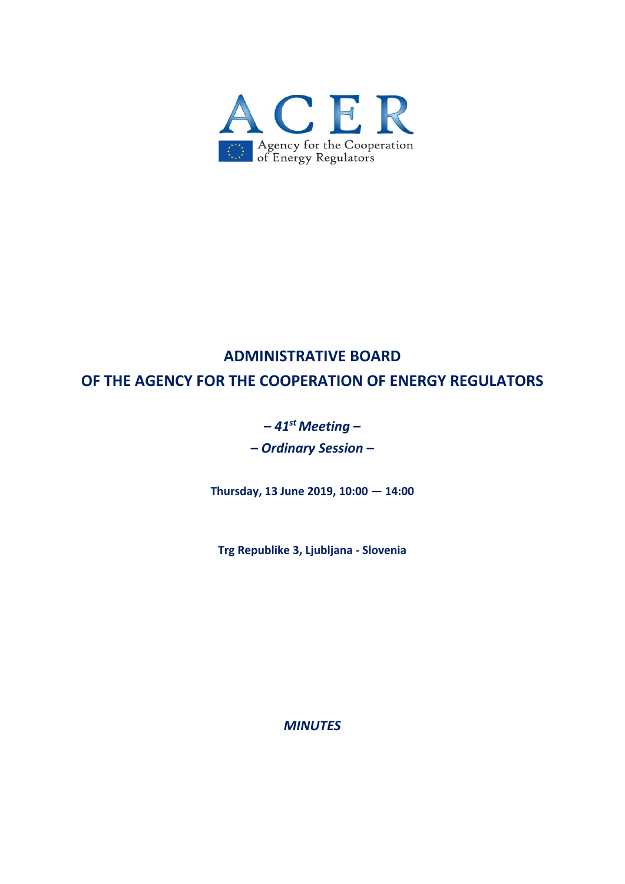ACER

Agency for the Cooperation of Energy Regulators

# ADMINISTRATIVE BOARD

# OF THE AGENCY FOR THE COOPERATION OF ENERGY REGULATORS

***– 41st Meeting –***

***– Ordinary Session –***

**Thursday, 13 June 2019, 10:00 — 14:00**

**Trg Republike 3, Ljubljana - Slovenia**

***MINUTES***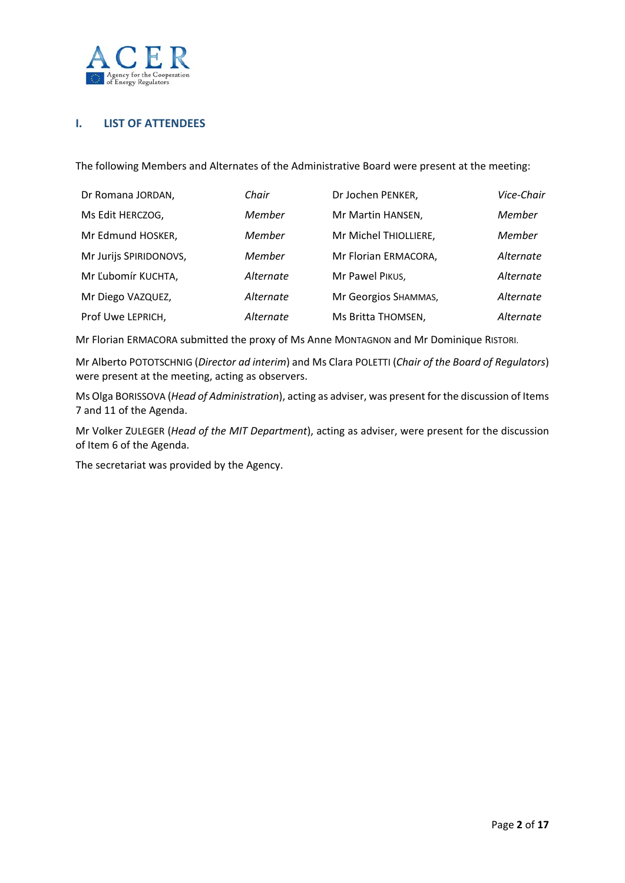## I. LIST OF ATTENDEES

The following Members and Alternates of the Administrative Board were present at the meeting:

| | | | |
|---|---|---|---|
| Dr Romana JORDAN, | *Chair* | Dr Jochen PENKER, | *Vice-Chair* |
| Ms Edit HERCZOG, | *Member* | Mr Martin HANSEN, | *Member* |
| Mr Edmund HOSKER, | *Member* | Mr Michel THIOLLIERE, | *Member* |
| Mr Jurijs SPIRIDONOVS, | *Member* | Mr Florian ERMACORA, | *Alternate* |
| Mr Ľubomír KUCHTA, | *Alternate* | Mr Pawel PIKUS, | *Alternate* |
| Mr Diego VAZQUEZ, | *Alternate* | Mr Georgios SHAMMAS, | *Alternate* |
| Prof Uwe LEPRICH, | *Alternate* | Ms Britta THOMSEN, | *Alternate* |

Mr Florian ERMACORA submitted the proxy of Ms Anne MONTAGNON and Mr Dominique RISTORI.

Mr Alberto POTOTSCHNIG (*Director ad interim*) and Ms Clara POLETTI (*Chair of the Board of Regulators*) were present at the meeting, acting as observers.

Ms Olga BORISSOVA (*Head of Administration*), acting as adviser, was present for the discussion of Items 7 and 11 of the Agenda.

Mr Volker ZULEGER (*Head of the MIT Department*), acting as adviser, were present for the discussion of Item 6 of the Agenda.

The secretariat was provided by the Agency.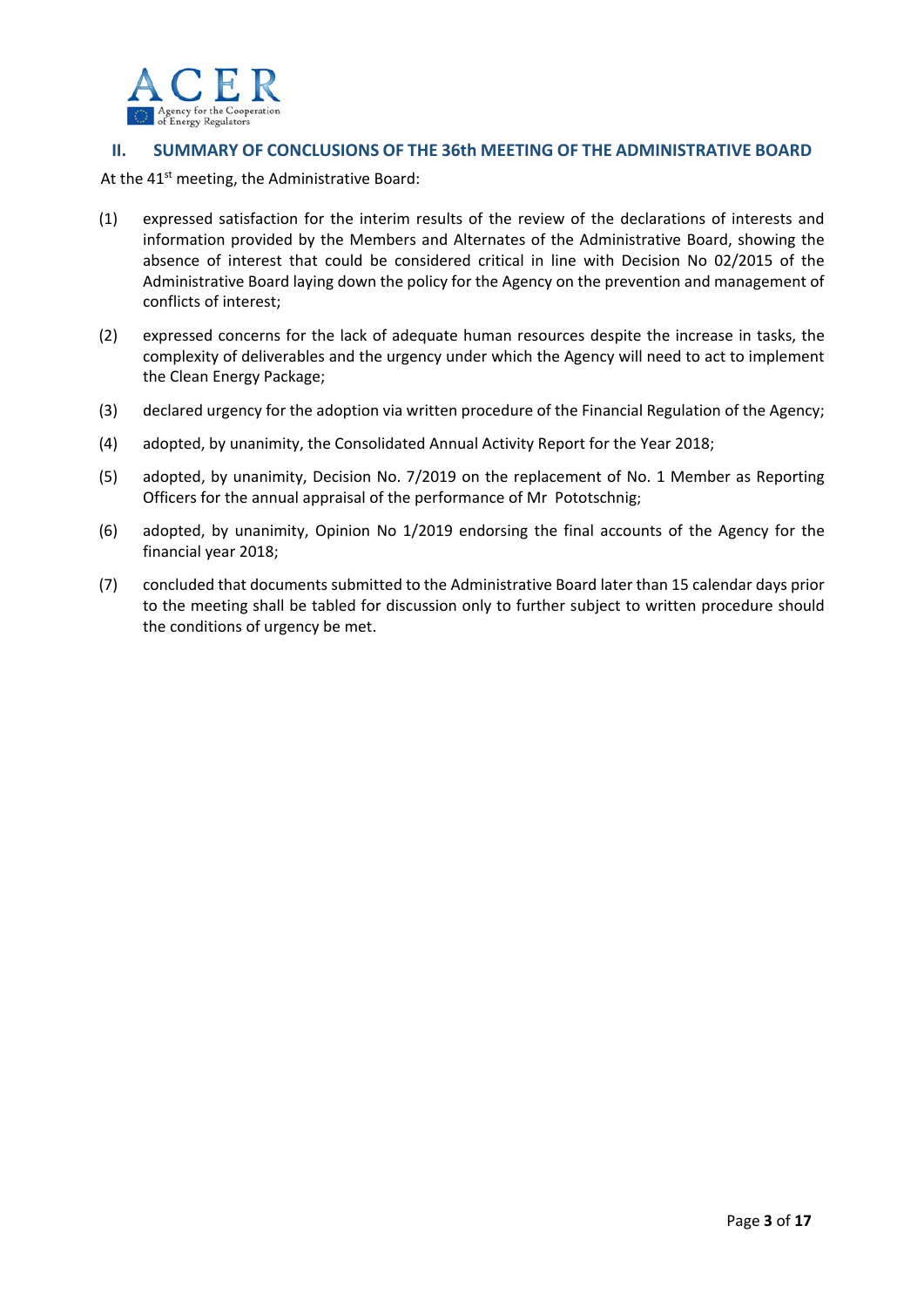## II. SUMMARY OF CONCLUSIONS OF THE 36th MEETING OF THE ADMINISTRATIVE BOARD

At the 41[st] meeting, the Administrative Board:

(1) expressed satisfaction for the interim results of the review of the declarations of interests and information provided by the Members and Alternates of the Administrative Board, showing the absence of interest that could be considered critical in line with Decision No 02/2015 of the Administrative Board laying down the policy for the Agency on the prevention and management of conflicts of interest;

(2) expressed concerns for the lack of adequate human resources despite the increase in tasks, the complexity of deliverables and the urgency under which the Agency will need to act to implement the Clean Energy Package;

(3) declared urgency for the adoption via written procedure of the Financial Regulation of the Agency;

(4) adopted, by unanimity, the Consolidated Annual Activity Report for the Year 2018;

(5) adopted, by unanimity, Decision No. 7/2019 on the replacement of No. 1 Member as Reporting Officers for the annual appraisal of the performance of Mr Pototschnig;

(6) adopted, by unanimity, Opinion No 1/2019 endorsing the final accounts of the Agency for the financial year 2018;

(7) concluded that documents submitted to the Administrative Board later than 15 calendar days prior to the meeting shall be tabled for discussion only to further subject to written procedure should the conditions of urgency be met.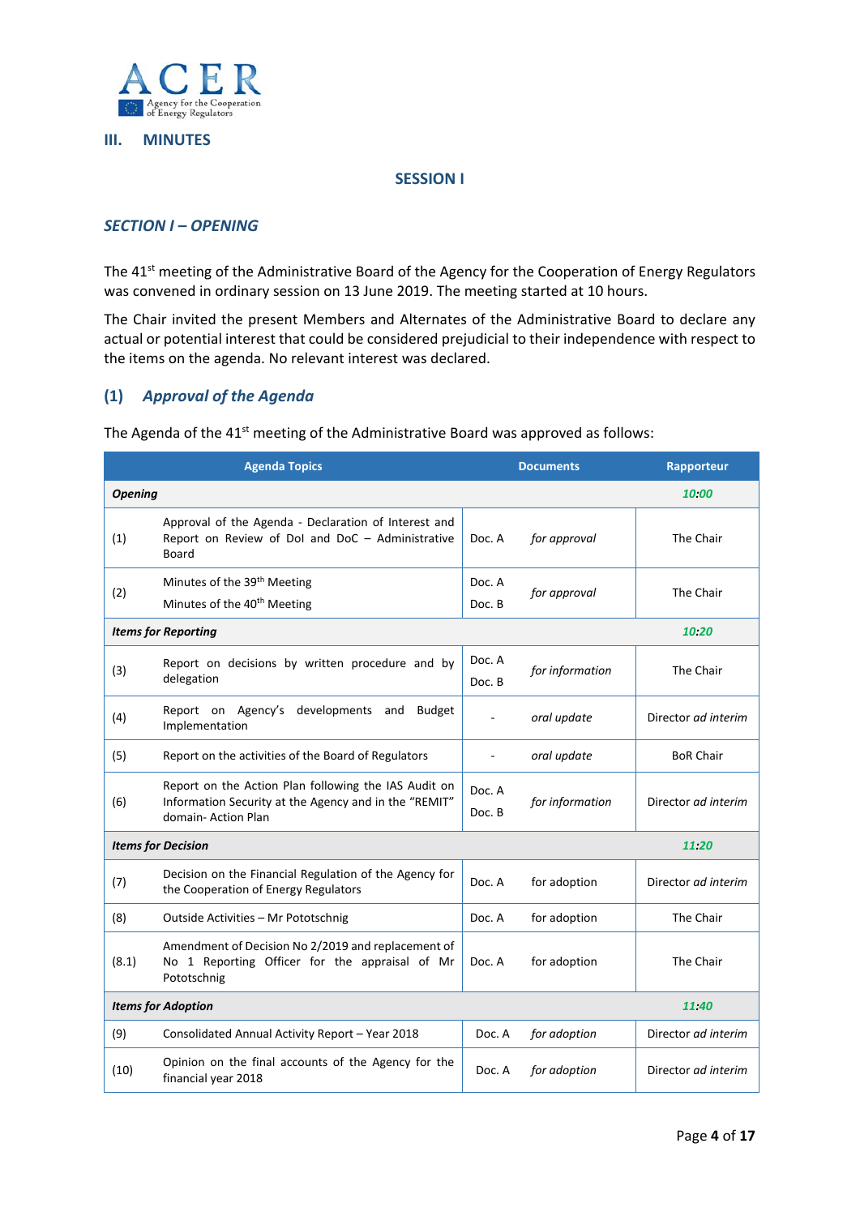## III. MINUTES

### SESSION I

### *SECTION I – OPENING*

The 41st meeting of the Administrative Board of the Agency for the Cooperation of Energy Regulators was convened in ordinary session on 13 June 2019. The meeting started at 10 hours.

The Chair invited the present Members and Alternates of the Administrative Board to declare any actual or potential interest that could be considered prejudicial to their independence with respect to the items on the agenda. No relevant interest was declared.

### (1) *Approval of the Agenda*

The Agenda of the 41st meeting of the Administrative Board was approved as follows:

| | Agenda Topics | Documents | | Rapporteur |
|---|---|---|---|---|
| ***Opening*** | | | | ***10:00*** |
| (1) | Approval of the Agenda - Declaration of Interest and Report on Review of DoI and DoC – Administrative Board | Doc. A | *for approval* | The Chair |
| (2) | Minutes of the 39th Meeting<br>Minutes of the 40th Meeting | Doc. A<br>Doc. B | *for approval* | The Chair |
| ***Items for Reporting*** | | | | ***10:20*** |
| (3) | Report on decisions by written procedure and by delegation | Doc. A<br>Doc. B | *for information* | The Chair |
| (4) | Report on Agency's developments and Budget Implementation | - | *oral update* | Director *ad interim* |
| (5) | Report on the activities of the Board of Regulators | - | *oral update* | BoR Chair |
| (6) | Report on the Action Plan following the IAS Audit on Information Security at the Agency and in the "REMIT" domain- Action Plan | Doc. A<br>Doc. B | *for information* | Director *ad interim* |
| ***Items for Decision*** | | | | ***11:20*** |
| (7) | Decision on the Financial Regulation of the Agency for the Cooperation of Energy Regulators | Doc. A | for adoption | Director *ad interim* |
| (8) | Outside Activities – Mr Pototschnig | Doc. A | for adoption | The Chair |
| (8.1) | Amendment of Decision No 2/2019 and replacement of No 1 Reporting Officer for the appraisal of Mr Pototschnig | Doc. A | for adoption | The Chair |
| ***Items for Adoption*** | | | | ***11:40*** |
| (9) | Consolidated Annual Activity Report – Year 2018 | Doc. A | *for adoption* | Director *ad interim* |
| (10) | Opinion on the final accounts of the Agency for the financial year 2018 | Doc. A | *for adoption* | Director *ad interim* |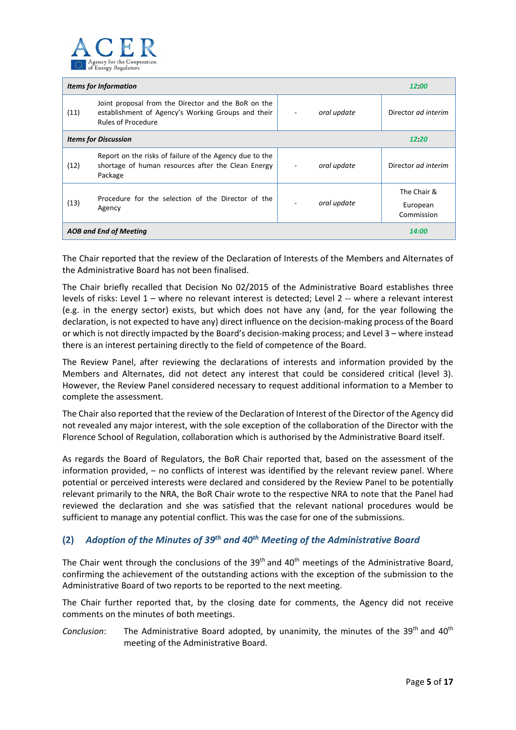| | | | | |
|---|---|---|---|---|
| ***Items for Information*** | | | | ***12:00*** |
| (11) | Joint proposal from the Director and the BoR on the establishment of Agency's Working Groups and their Rules of Procedure | - | *oral update* | Director *ad interim* |
| ***Items for Discussion*** | | | | ***12:20*** |
| (12) | Report on the risks of failure of the Agency due to the shortage of human resources after the Clean Energy Package | - | *oral update* | Director *ad interim* |
| (13) | Procedure for the selection of the Director of the Agency | - | *oral update* | The Chair & European Commission |
| ***AOB and End of Meeting*** | | | | ***14:00*** |

The Chair reported that the review of the Declaration of Interests of the Members and Alternates of the Administrative Board has not been finalised.

The Chair briefly recalled that Decision No 02/2015 of the Administrative Board establishes three levels of risks: Level 1 – where no relevant interest is detected; Level 2 -- where a relevant interest (e.g. in the energy sector) exists, but which does not have any (and, for the year following the declaration, is not expected to have any) direct influence on the decision-making process of the Board or which is not directly impacted by the Board's decision-making process; and Level 3 – where instead there is an interest pertaining directly to the field of competence of the Board.

The Review Panel, after reviewing the declarations of interests and information provided by the Members and Alternates, did not detect any interest that could be considered critical (level 3). However, the Review Panel considered necessary to request additional information to a Member to complete the assessment.

The Chair also reported that the review of the Declaration of Interest of the Director of the Agency did not revealed any major interest, with the sole exception of the collaboration of the Director with the Florence School of Regulation, collaboration which is authorised by the Administrative Board itself.

As regards the Board of Regulators, the BoR Chair reported that, based on the assessment of the information provided, – no conflicts of interest was identified by the relevant review panel. Where potential or perceived interests were declared and considered by the Review Panel to be potentially relevant primarily to the NRA, the BoR Chair wrote to the respective NRA to note that the Panel had reviewed the declaration and she was satisfied that the relevant national procedures would be sufficient to manage any potential conflict. This was the case for one of the submissions.

## (2) *Adoption of the Minutes of 39th and 40th Meeting of the Administrative Board*

The Chair went through the conclusions of the 39th and 40th meetings of the Administrative Board, confirming the achievement of the outstanding actions with the exception of the submission to the Administrative Board of two reports to be reported to the next meeting.

The Chair further reported that, by the closing date for comments, the Agency did not receive comments on the minutes of both meetings.

*Conclusion*: The Administrative Board adopted, by unanimity, the minutes of the 39th and 40th meeting of the Administrative Board.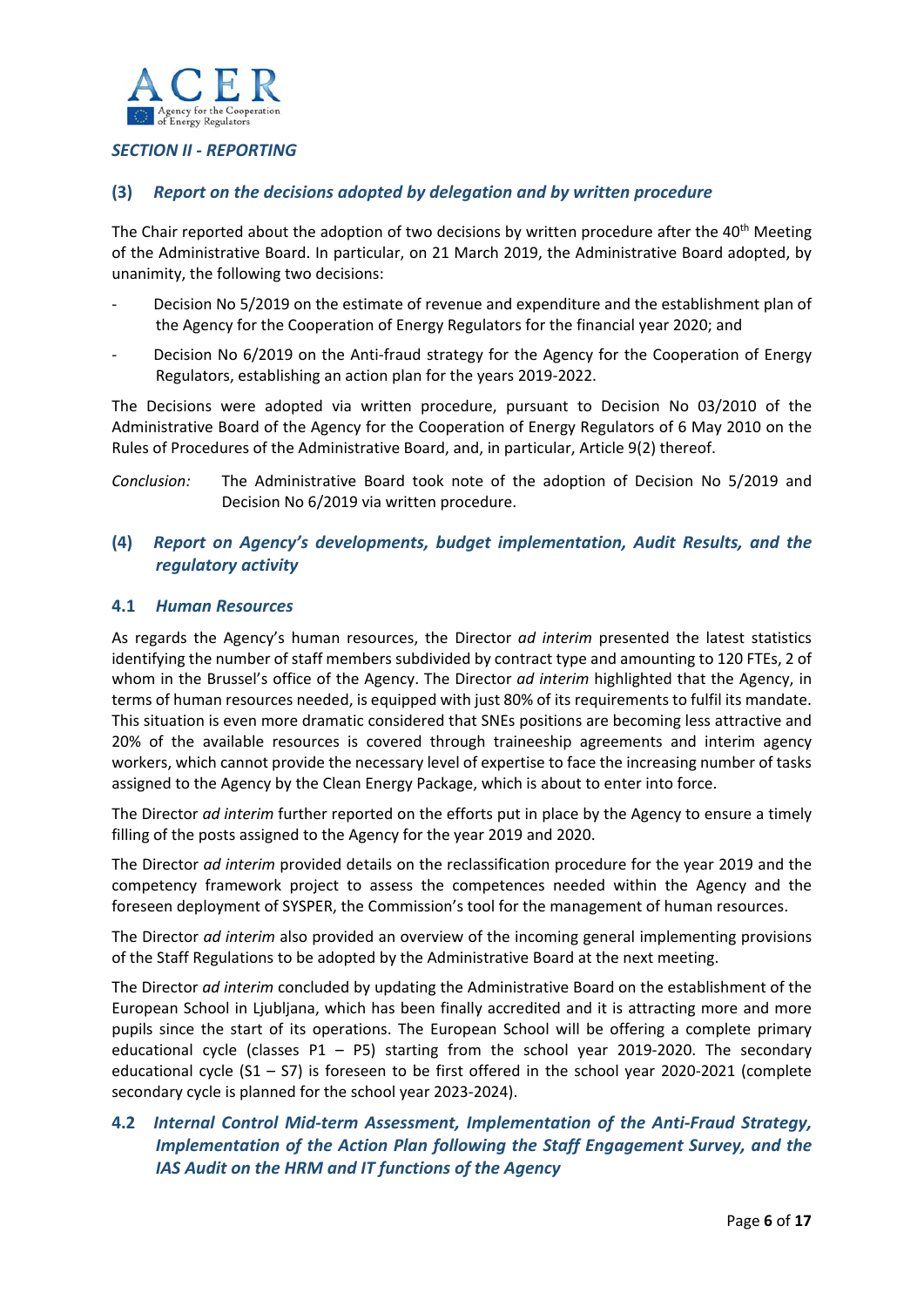## *SECTION II - REPORTING*

### (3) *Report on the decisions adopted by delegation and by written procedure*

The Chair reported about the adoption of two decisions by written procedure after the 40th Meeting of the Administrative Board. In particular, on 21 March 2019, the Administrative Board adopted, by unanimity, the following two decisions:

- Decision No 5/2019 on the estimate of revenue and expenditure and the establishment plan of the Agency for the Cooperation of Energy Regulators for the financial year 2020; and
- Decision No 6/2019 on the Anti-fraud strategy for the Agency for the Cooperation of Energy Regulators, establishing an action plan for the years 2019-2022.

The Decisions were adopted via written procedure, pursuant to Decision No 03/2010 of the Administrative Board of the Agency for the Cooperation of Energy Regulators of 6 May 2010 on the Rules of Procedures of the Administrative Board, and, in particular, Article 9(2) thereof.

*Conclusion:* The Administrative Board took note of the adoption of Decision No 5/2019 and Decision No 6/2019 via written procedure.

### (4) *Report on Agency's developments, budget implementation, Audit Results, and the regulatory activity*

#### 4.1 *Human Resources*

As regards the Agency's human resources, the Director *ad interim* presented the latest statistics identifying the number of staff members subdivided by contract type and amounting to 120 FTEs, 2 of whom in the Brussel's office of the Agency. The Director *ad interim* highlighted that the Agency, in terms of human resources needed, is equipped with just 80% of its requirements to fulfil its mandate. This situation is even more dramatic considered that SNEs positions are becoming less attractive and 20% of the available resources is covered through traineeship agreements and interim agency workers, which cannot provide the necessary level of expertise to face the increasing number of tasks assigned to the Agency by the Clean Energy Package, which is about to enter into force.

The Director *ad interim* further reported on the efforts put in place by the Agency to ensure a timely filling of the posts assigned to the Agency for the year 2019 and 2020.

The Director *ad interim* provided details on the reclassification procedure for the year 2019 and the competency framework project to assess the competences needed within the Agency and the foreseen deployment of SYSPER, the Commission's tool for the management of human resources.

The Director *ad interim* also provided an overview of the incoming general implementing provisions of the Staff Regulations to be adopted by the Administrative Board at the next meeting.

The Director *ad interim* concluded by updating the Administrative Board on the establishment of the European School in Ljubljana, which has been finally accredited and it is attracting more and more pupils since the start of its operations. The European School will be offering a complete primary educational cycle (classes P1 – P5) starting from the school year 2019-2020. The secondary educational cycle (S1 – S7) is foreseen to be first offered in the school year 2020-2021 (complete secondary cycle is planned for the school year 2023-2024).

#### 4.2 *Internal Control Mid-term Assessment, Implementation of the Anti-Fraud Strategy, Implementation of the Action Plan following the Staff Engagement Survey, and the IAS Audit on the HRM and IT functions of the Agency*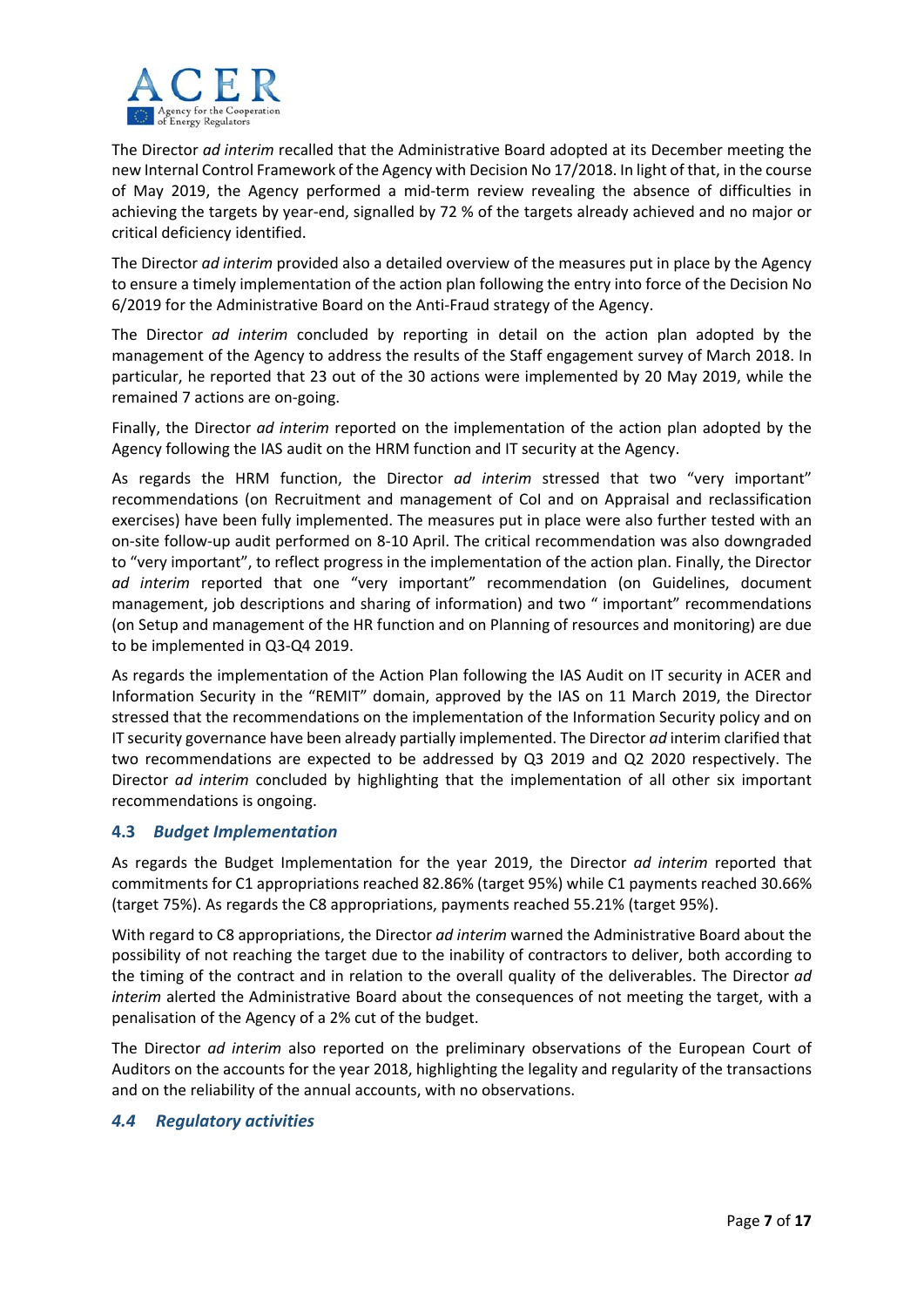The Director *ad interim* recalled that the Administrative Board adopted at its December meeting the new Internal Control Framework of the Agency with Decision No 17/2018. In light of that, in the course of May 2019, the Agency performed a mid-term review revealing the absence of difficulties in achieving the targets by year-end, signalled by 72 % of the targets already achieved and no major or critical deficiency identified.

The Director *ad interim* provided also a detailed overview of the measures put in place by the Agency to ensure a timely implementation of the action plan following the entry into force of the Decision No 6/2019 for the Administrative Board on the Anti-Fraud strategy of the Agency.

The Director *ad interim* concluded by reporting in detail on the action plan adopted by the management of the Agency to address the results of the Staff engagement survey of March 2018. In particular, he reported that 23 out of the 30 actions were implemented by 20 May 2019, while the remained 7 actions are on-going.

Finally, the Director *ad interim* reported on the implementation of the action plan adopted by the Agency following the IAS audit on the HRM function and IT security at the Agency.

As regards the HRM function, the Director *ad interim* stressed that two "very important" recommendations (on Recruitment and management of CoI and on Appraisal and reclassification exercises) have been fully implemented. The measures put in place were also further tested with an on-site follow-up audit performed on 8-10 April. The critical recommendation was also downgraded to "very important", to reflect progress in the implementation of the action plan. Finally, the Director *ad interim* reported that one "very important" recommendation (on Guidelines, document management, job descriptions and sharing of information) and two " important" recommendations (on Setup and management of the HR function and on Planning of resources and monitoring) are due to be implemented in Q3-Q4 2019.

As regards the implementation of the Action Plan following the IAS Audit on IT security in ACER and Information Security in the "REMIT" domain, approved by the IAS on 11 March 2019, the Director stressed that the recommendations on the implementation of the Information Security policy and on IT security governance have been already partially implemented. The Director *ad* interim clarified that two recommendations are expected to be addressed by Q3 2019 and Q2 2020 respectively. The Director *ad interim* concluded by highlighting that the implementation of all other six important recommendations is ongoing.

### 4.3 *Budget Implementation*

As regards the Budget Implementation for the year 2019, the Director *ad interim* reported that commitments for C1 appropriations reached 82.86% (target 95%) while C1 payments reached 30.66% (target 75%). As regards the C8 appropriations, payments reached 55.21% (target 95%).

With regard to C8 appropriations, the Director *ad interim* warned the Administrative Board about the possibility of not reaching the target due to the inability of contractors to deliver, both according to the timing of the contract and in relation to the overall quality of the deliverables. The Director *ad interim* alerted the Administrative Board about the consequences of not meeting the target, with a penalisation of the Agency of a 2% cut of the budget.

The Director *ad interim* also reported on the preliminary observations of the European Court of Auditors on the accounts for the year 2018, highlighting the legality and regularity of the transactions and on the reliability of the annual accounts, with no observations.

### *4.4 Regulatory activities*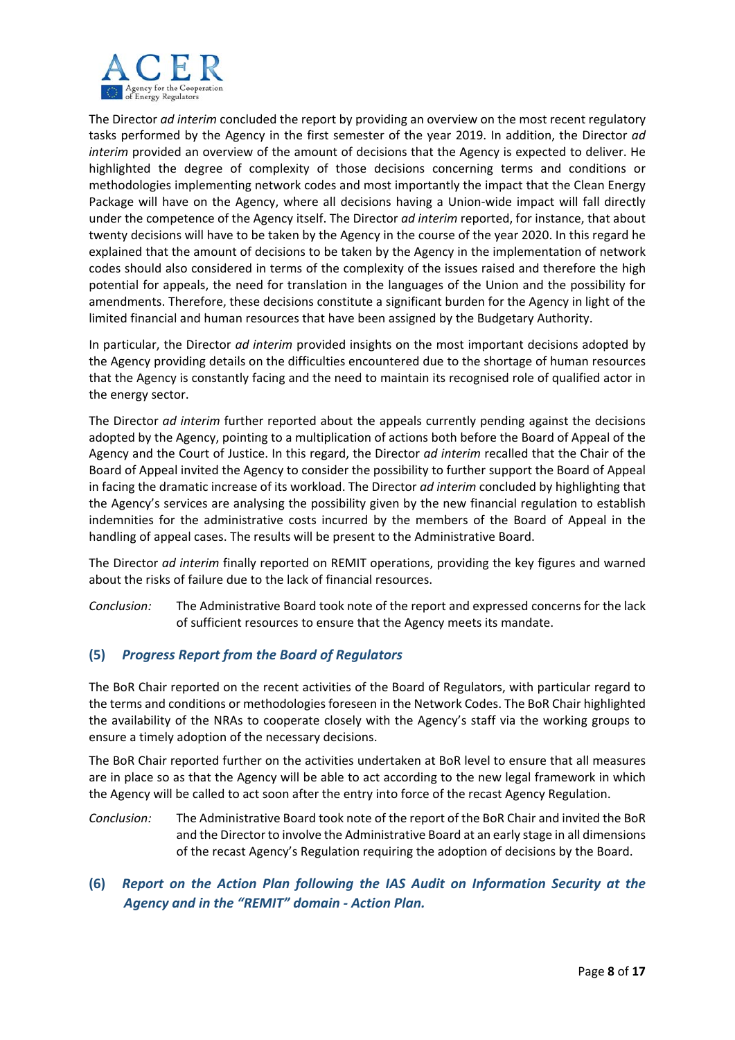The Director *ad interim* concluded the report by providing an overview on the most recent regulatory tasks performed by the Agency in the first semester of the year 2019. In addition, the Director *ad interim* provided an overview of the amount of decisions that the Agency is expected to deliver. He highlighted the degree of complexity of those decisions concerning terms and conditions or methodologies implementing network codes and most importantly the impact that the Clean Energy Package will have on the Agency, where all decisions having a Union-wide impact will fall directly under the competence of the Agency itself. The Director *ad interim* reported, for instance, that about twenty decisions will have to be taken by the Agency in the course of the year 2020. In this regard he explained that the amount of decisions to be taken by the Agency in the implementation of network codes should also considered in terms of the complexity of the issues raised and therefore the high potential for appeals, the need for translation in the languages of the Union and the possibility for amendments. Therefore, these decisions constitute a significant burden for the Agency in light of the limited financial and human resources that have been assigned by the Budgetary Authority.

In particular, the Director *ad interim* provided insights on the most important decisions adopted by the Agency providing details on the difficulties encountered due to the shortage of human resources that the Agency is constantly facing and the need to maintain its recognised role of qualified actor in the energy sector.

The Director *ad interim* further reported about the appeals currently pending against the decisions adopted by the Agency, pointing to a multiplication of actions both before the Board of Appeal of the Agency and the Court of Justice. In this regard, the Director *ad interim* recalled that the Chair of the Board of Appeal invited the Agency to consider the possibility to further support the Board of Appeal in facing the dramatic increase of its workload. The Director *ad interim* concluded by highlighting that the Agency's services are analysing the possibility given by the new financial regulation to establish indemnities for the administrative costs incurred by the members of the Board of Appeal in the handling of appeal cases. The results will be present to the Administrative Board.

The Director *ad interim* finally reported on REMIT operations, providing the key figures and warned about the risks of failure due to the lack of financial resources.

*Conclusion:* The Administrative Board took note of the report and expressed concerns for the lack of sufficient resources to ensure that the Agency meets its mandate.

## (5) *Progress Report from the Board of Regulators*

The BoR Chair reported on the recent activities of the Board of Regulators, with particular regard to the terms and conditions or methodologies foreseen in the Network Codes. The BoR Chair highlighted the availability of the NRAs to cooperate closely with the Agency's staff via the working groups to ensure a timely adoption of the necessary decisions.

The BoR Chair reported further on the activities undertaken at BoR level to ensure that all measures are in place so as that the Agency will be able to act according to the new legal framework in which the Agency will be called to act soon after the entry into force of the recast Agency Regulation.

*Conclusion:* The Administrative Board took note of the report of the BoR Chair and invited the BoR and the Director to involve the Administrative Board at an early stage in all dimensions of the recast Agency's Regulation requiring the adoption of decisions by the Board.

## (6) *Report on the Action Plan following the IAS Audit on Information Security at the Agency and in the "REMIT" domain - Action Plan.*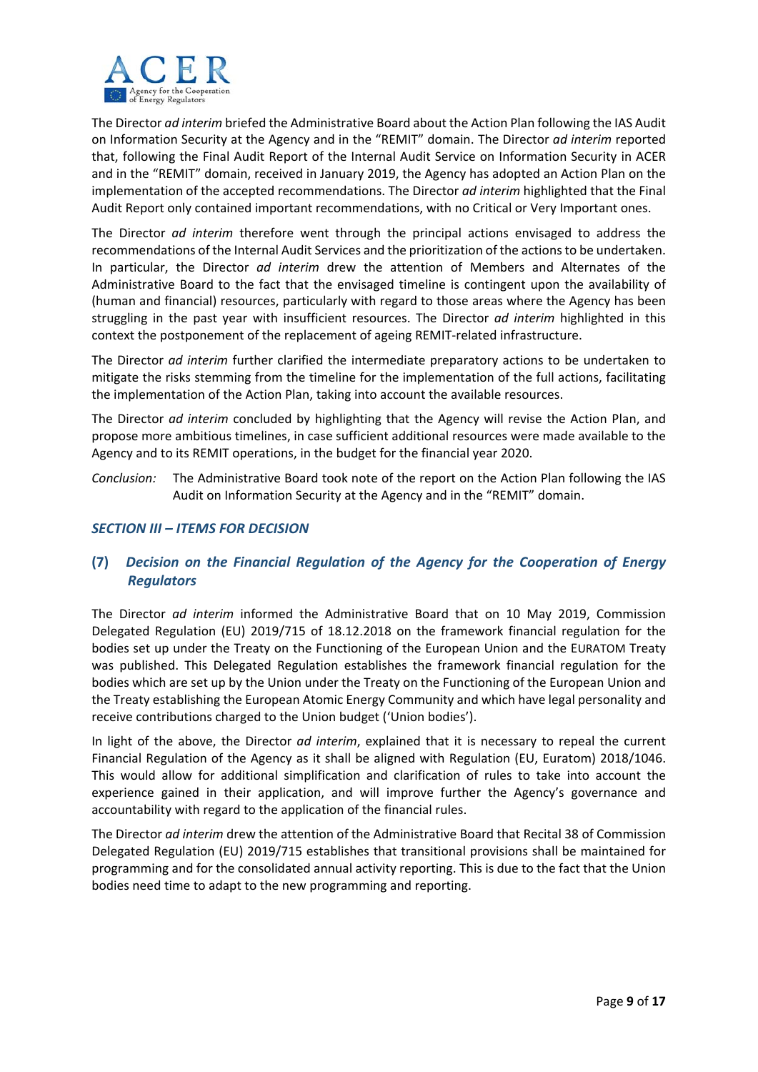The Director *ad interim* briefed the Administrative Board about the Action Plan following the IAS Audit on Information Security at the Agency and in the "REMIT" domain. The Director *ad interim* reported that, following the Final Audit Report of the Internal Audit Service on Information Security in ACER and in the "REMIT" domain, received in January 2019, the Agency has adopted an Action Plan on the implementation of the accepted recommendations. The Director *ad interim* highlighted that the Final Audit Report only contained important recommendations, with no Critical or Very Important ones.

The Director *ad interim* therefore went through the principal actions envisaged to address the recommendations of the Internal Audit Services and the prioritization of the actions to be undertaken. In particular, the Director *ad interim* drew the attention of Members and Alternates of the Administrative Board to the fact that the envisaged timeline is contingent upon the availability of (human and financial) resources, particularly with regard to those areas where the Agency has been struggling in the past year with insufficient resources. The Director *ad interim* highlighted in this context the postponement of the replacement of ageing REMIT-related infrastructure.

The Director *ad interim* further clarified the intermediate preparatory actions to be undertaken to mitigate the risks stemming from the timeline for the implementation of the full actions, facilitating the implementation of the Action Plan, taking into account the available resources.

The Director *ad interim* concluded by highlighting that the Agency will revise the Action Plan, and propose more ambitious timelines, in case sufficient additional resources were made available to the Agency and to its REMIT operations, in the budget for the financial year 2020.

*Conclusion:* The Administrative Board took note of the report on the Action Plan following the IAS Audit on Information Security at the Agency and in the "REMIT" domain.

## *SECTION III – ITEMS FOR DECISION*

### (7) *Decision on the Financial Regulation of the Agency for the Cooperation of Energy Regulators*

The Director *ad interim* informed the Administrative Board that on 10 May 2019, Commission Delegated Regulation (EU) 2019/715 of 18.12.2018 on the framework financial regulation for the bodies set up under the Treaty on the Functioning of the European Union and the EURATOM Treaty was published. This Delegated Regulation establishes the framework financial regulation for the bodies which are set up by the Union under the Treaty on the Functioning of the European Union and the Treaty establishing the European Atomic Energy Community and which have legal personality and receive contributions charged to the Union budget ('Union bodies').

In light of the above, the Director *ad interim*, explained that it is necessary to repeal the current Financial Regulation of the Agency as it shall be aligned with Regulation (EU, Euratom) 2018/1046. This would allow for additional simplification and clarification of rules to take into account the experience gained in their application, and will improve further the Agency's governance and accountability with regard to the application of the financial rules.

The Director *ad interim* drew the attention of the Administrative Board that Recital 38 of Commission Delegated Regulation (EU) 2019/715 establishes that transitional provisions shall be maintained for programming and for the consolidated annual activity reporting. This is due to the fact that the Union bodies need time to adapt to the new programming and reporting.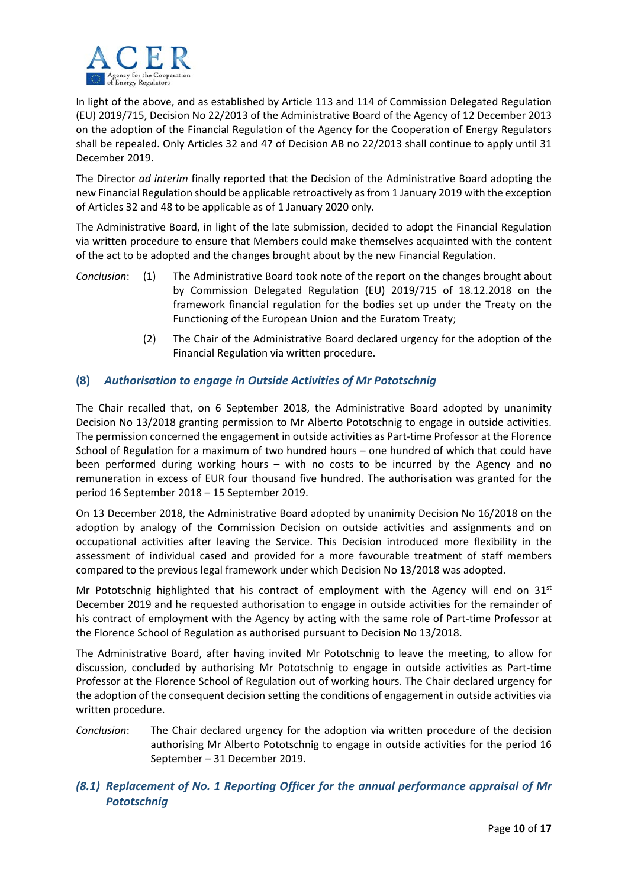In light of the above, and as established by Article 113 and 114 of Commission Delegated Regulation (EU) 2019/715, Decision No 22/2013 of the Administrative Board of the Agency of 12 December 2013 on the adoption of the Financial Regulation of the Agency for the Cooperation of Energy Regulators shall be repealed. Only Articles 32 and 47 of Decision AB no 22/2013 shall continue to apply until 31 December 2019.

The Director *ad interim* finally reported that the Decision of the Administrative Board adopting the new Financial Regulation should be applicable retroactively as from 1 January 2019 with the exception of Articles 32 and 48 to be applicable as of 1 January 2020 only.

The Administrative Board, in light of the late submission, decided to adopt the Financial Regulation via written procedure to ensure that Members could make themselves acquainted with the content of the act to be adopted and the changes brought about by the new Financial Regulation.

*Conclusion*:

(1) The Administrative Board took note of the report on the changes brought about by Commission Delegated Regulation (EU) 2019/715 of 18.12.2018 on the framework financial regulation for the bodies set up under the Treaty on the Functioning of the European Union and the Euratom Treaty;

(2) The Chair of the Administrative Board declared urgency for the adoption of the Financial Regulation via written procedure.

## (8) *Authorisation to engage in Outside Activities of Mr Pototschnig*

The Chair recalled that, on 6 September 2018, the Administrative Board adopted by unanimity Decision No 13/2018 granting permission to Mr Alberto Pototschnig to engage in outside activities. The permission concerned the engagement in outside activities as Part-time Professor at the Florence School of Regulation for a maximum of two hundred hours – one hundred of which that could have been performed during working hours – with no costs to be incurred by the Agency and no remuneration in excess of EUR four thousand five hundred. The authorisation was granted for the period 16 September 2018 – 15 September 2019.

On 13 December 2018, the Administrative Board adopted by unanimity Decision No 16/2018 on the adoption by analogy of the Commission Decision on outside activities and assignments and on occupational activities after leaving the Service. This Decision introduced more flexibility in the assessment of individual cased and provided for a more favourable treatment of staff members compared to the previous legal framework under which Decision No 13/2018 was adopted.

Mr Pototschnig highlighted that his contract of employment with the Agency will end on 31st December 2019 and he requested authorisation to engage in outside activities for the remainder of his contract of employment with the Agency by acting with the same role of Part-time Professor at the Florence School of Regulation as authorised pursuant to Decision No 13/2018.

The Administrative Board, after having invited Mr Pototschnig to leave the meeting, to allow for discussion, concluded by authorising Mr Pototschnig to engage in outside activities as Part-time Professor at the Florence School of Regulation out of working hours. The Chair declared urgency for the adoption of the consequent decision setting the conditions of engagement in outside activities via written procedure.

*Conclusion*: The Chair declared urgency for the adoption via written procedure of the decision authorising Mr Alberto Pototschnig to engage in outside activities for the period 16 September – 31 December 2019.

## *(8.1) Replacement of No. 1 Reporting Officer for the annual performance appraisal of Mr Pototschnig*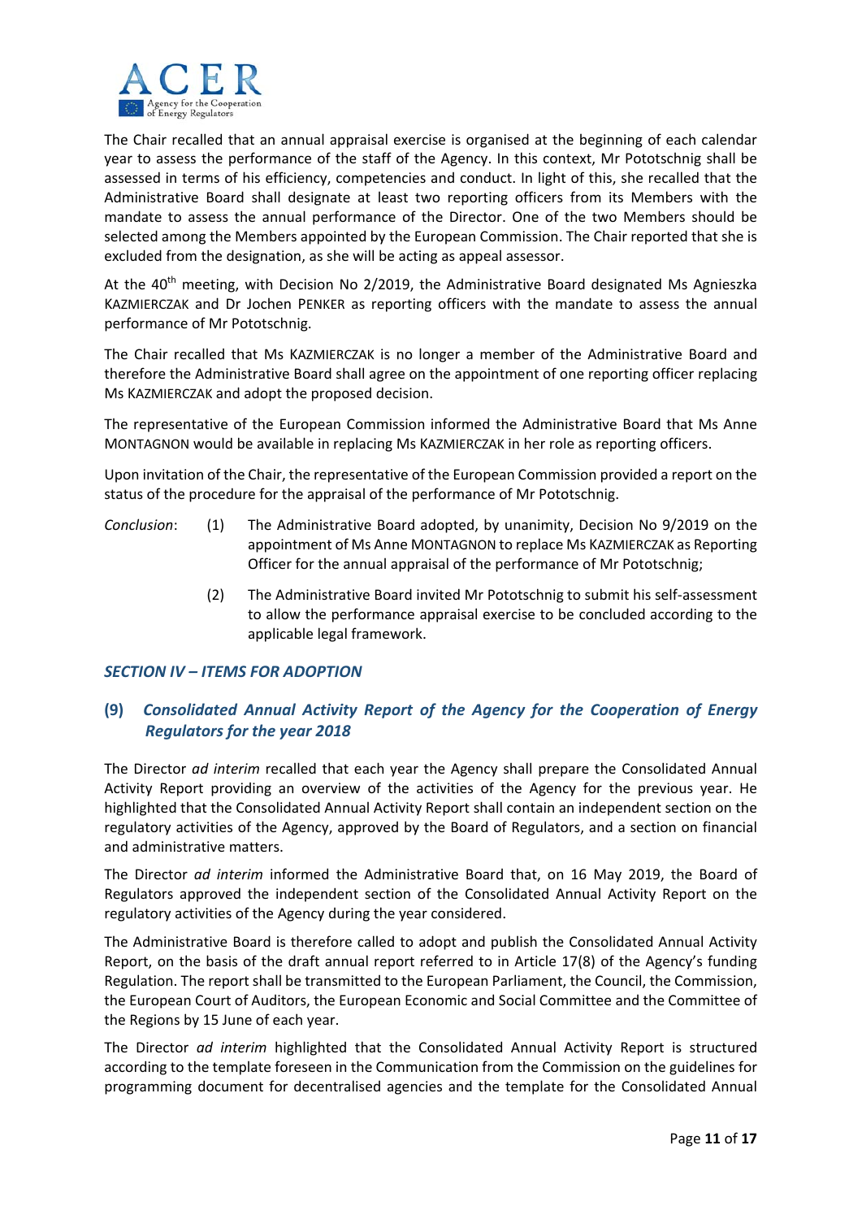The Chair recalled that an annual appraisal exercise is organised at the beginning of each calendar year to assess the performance of the staff of the Agency. In this context, Mr Pototschnig shall be assessed in terms of his efficiency, competencies and conduct. In light of this, she recalled that the Administrative Board shall designate at least two reporting officers from its Members with the mandate to assess the annual performance of the Director. One of the two Members should be selected among the Members appointed by the European Commission. The Chair reported that she is excluded from the designation, as she will be acting as appeal assessor.

At the 40th meeting, with Decision No 2/2019, the Administrative Board designated Ms Agnieszka KAZMIERCZAK and Dr Jochen PENKER as reporting officers with the mandate to assess the annual performance of Mr Pototschnig.

The Chair recalled that Ms KAZMIERCZAK is no longer a member of the Administrative Board and therefore the Administrative Board shall agree on the appointment of one reporting officer replacing Ms KAZMIERCZAK and adopt the proposed decision.

The representative of the European Commission informed the Administrative Board that Ms Anne MONTAGNON would be available in replacing Ms KAZMIERCZAK in her role as reporting officers.

Upon invitation of the Chair, the representative of the European Commission provided a report on the status of the procedure for the appraisal of the performance of Mr Pototschnig.

*Conclusion*:

(1) The Administrative Board adopted, by unanimity, Decision No 9/2019 on the appointment of Ms Anne MONTAGNON to replace Ms KAZMIERCZAK as Reporting Officer for the annual appraisal of the performance of Mr Pototschnig;

(2) The Administrative Board invited Mr Pototschnig to submit his self-assessment to allow the performance appraisal exercise to be concluded according to the applicable legal framework.

## *SECTION IV – ITEMS FOR ADOPTION*

### (9) *Consolidated Annual Activity Report of the Agency for the Cooperation of Energy Regulators for the year 2018*

The Director *ad interim* recalled that each year the Agency shall prepare the Consolidated Annual Activity Report providing an overview of the activities of the Agency for the previous year. He highlighted that the Consolidated Annual Activity Report shall contain an independent section on the regulatory activities of the Agency, approved by the Board of Regulators, and a section on financial and administrative matters.

The Director *ad interim* informed the Administrative Board that, on 16 May 2019, the Board of Regulators approved the independent section of the Consolidated Annual Activity Report on the regulatory activities of the Agency during the year considered.

The Administrative Board is therefore called to adopt and publish the Consolidated Annual Activity Report, on the basis of the draft annual report referred to in Article 17(8) of the Agency's funding Regulation. The report shall be transmitted to the European Parliament, the Council, the Commission, the European Court of Auditors, the European Economic and Social Committee and the Committee of the Regions by 15 June of each year.

The Director *ad interim* highlighted that the Consolidated Annual Activity Report is structured according to the template foreseen in the Communication from the Commission on the guidelines for programming document for decentralised agencies and the template for the Consolidated Annual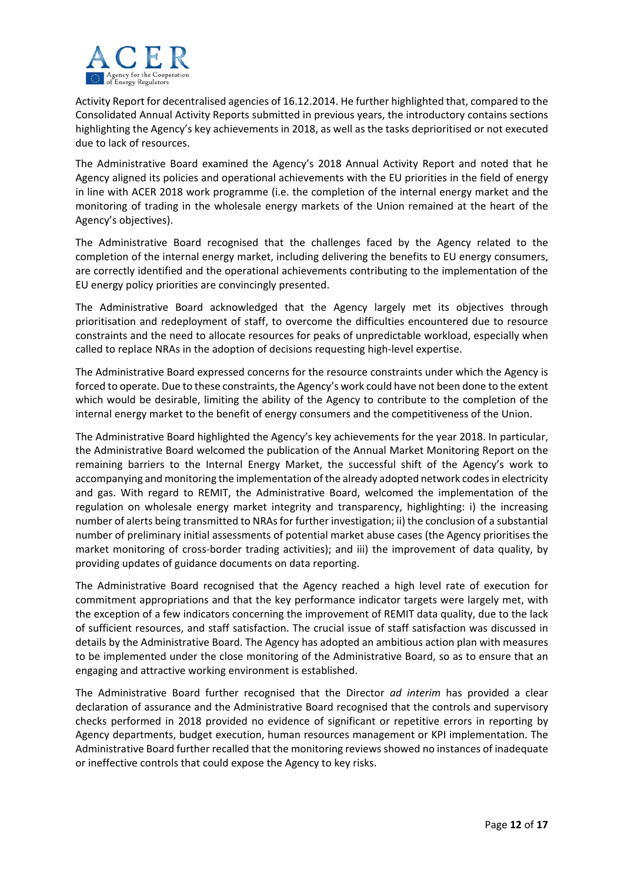Activity Report for decentralised agencies of 16.12.2014. He further highlighted that, compared to the Consolidated Annual Activity Reports submitted in previous years, the introductory contains sections highlighting the Agency's key achievements in 2018, as well as the tasks deprioritised or not executed due to lack of resources.

The Administrative Board examined the Agency's 2018 Annual Activity Report and noted that he Agency aligned its policies and operational achievements with the EU priorities in the field of energy in line with ACER 2018 work programme (i.e. the completion of the internal energy market and the monitoring of trading in the wholesale energy markets of the Union remained at the heart of the Agency's objectives).

The Administrative Board recognised that the challenges faced by the Agency related to the completion of the internal energy market, including delivering the benefits to EU energy consumers, are correctly identified and the operational achievements contributing to the implementation of the EU energy policy priorities are convincingly presented.

The Administrative Board acknowledged that the Agency largely met its objectives through prioritisation and redeployment of staff, to overcome the difficulties encountered due to resource constraints and the need to allocate resources for peaks of unpredictable workload, especially when called to replace NRAs in the adoption of decisions requesting high-level expertise.

The Administrative Board expressed concerns for the resource constraints under which the Agency is forced to operate. Due to these constraints, the Agency's work could have not been done to the extent which would be desirable, limiting the ability of the Agency to contribute to the completion of the internal energy market to the benefit of energy consumers and the competitiveness of the Union.

The Administrative Board highlighted the Agency's key achievements for the year 2018. In particular, the Administrative Board welcomed the publication of the Annual Market Monitoring Report on the remaining barriers to the Internal Energy Market, the successful shift of the Agency's work to accompanying and monitoring the implementation of the already adopted network codes in electricity and gas. With regard to REMIT, the Administrative Board, welcomed the implementation of the regulation on wholesale energy market integrity and transparency, highlighting: i) the increasing number of alerts being transmitted to NRAs for further investigation; ii) the conclusion of a substantial number of preliminary initial assessments of potential market abuse cases (the Agency prioritises the market monitoring of cross-border trading activities); and iii) the improvement of data quality, by providing updates of guidance documents on data reporting.

The Administrative Board recognised that the Agency reached a high level rate of execution for commitment appropriations and that the key performance indicator targets were largely met, with the exception of a few indicators concerning the improvement of REMIT data quality, due to the lack of sufficient resources, and staff satisfaction. The crucial issue of staff satisfaction was discussed in details by the Administrative Board. The Agency has adopted an ambitious action plan with measures to be implemented under the close monitoring of the Administrative Board, so as to ensure that an engaging and attractive working environment is established.

The Administrative Board further recognised that the Director *ad interim* has provided a clear declaration of assurance and the Administrative Board recognised that the controls and supervisory checks performed in 2018 provided no evidence of significant or repetitive errors in reporting by Agency departments, budget execution, human resources management or KPI implementation. The Administrative Board further recalled that the monitoring reviews showed no instances of inadequate or ineffective controls that could expose the Agency to key risks.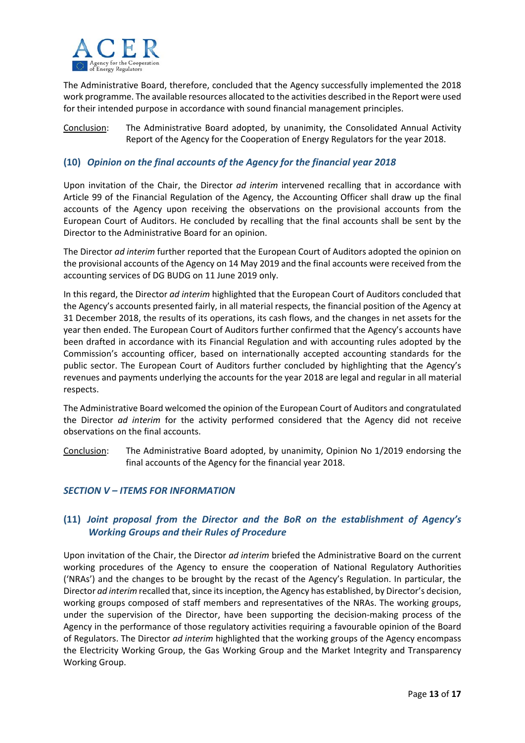The Administrative Board, therefore, concluded that the Agency successfully implemented the 2018 work programme. The available resources allocated to the activities described in the Report were used for their intended purpose in accordance with sound financial management principles.

Conclusion: The Administrative Board adopted, by unanimity, the Consolidated Annual Activity Report of the Agency for the Cooperation of Energy Regulators for the year 2018.

### (10) *Opinion on the final accounts of the Agency for the financial year 2018*

Upon invitation of the Chair, the Director *ad interim* intervened recalling that in accordance with Article 99 of the Financial Regulation of the Agency, the Accounting Officer shall draw up the final accounts of the Agency upon receiving the observations on the provisional accounts from the European Court of Auditors. He concluded by recalling that the final accounts shall be sent by the Director to the Administrative Board for an opinion.

The Director *ad interim* further reported that the European Court of Auditors adopted the opinion on the provisional accounts of the Agency on 14 May 2019 and the final accounts were received from the accounting services of DG BUDG on 11 June 2019 only.

In this regard, the Director *ad interim* highlighted that the European Court of Auditors concluded that the Agency's accounts presented fairly, in all material respects, the financial position of the Agency at 31 December 2018, the results of its operations, its cash flows, and the changes in net assets for the year then ended. The European Court of Auditors further confirmed that the Agency's accounts have been drafted in accordance with its Financial Regulation and with accounting rules adopted by the Commission's accounting officer, based on internationally accepted accounting standards for the public sector. The European Court of Auditors further concluded by highlighting that the Agency's revenues and payments underlying the accounts for the year 2018 are legal and regular in all material respects.

The Administrative Board welcomed the opinion of the European Court of Auditors and congratulated the Director *ad interim* for the activity performed considered that the Agency did not receive observations on the final accounts.

Conclusion: The Administrative Board adopted, by unanimity, Opinion No 1/2019 endorsing the final accounts of the Agency for the financial year 2018.

## *SECTION V – ITEMS FOR INFORMATION*

### (11) *Joint proposal from the Director and the BoR on the establishment of Agency's Working Groups and their Rules of Procedure*

Upon invitation of the Chair, the Director *ad interim* briefed the Administrative Board on the current working procedures of the Agency to ensure the cooperation of National Regulatory Authorities ('NRAs') and the changes to be brought by the recast of the Agency's Regulation. In particular, the Director *ad interim* recalled that, since its inception, the Agency has established, by Director's decision, working groups composed of staff members and representatives of the NRAs. The working groups, under the supervision of the Director, have been supporting the decision-making process of the Agency in the performance of those regulatory activities requiring a favourable opinion of the Board of Regulators. The Director *ad interim* highlighted that the working groups of the Agency encompass the Electricity Working Group, the Gas Working Group and the Market Integrity and Transparency Working Group.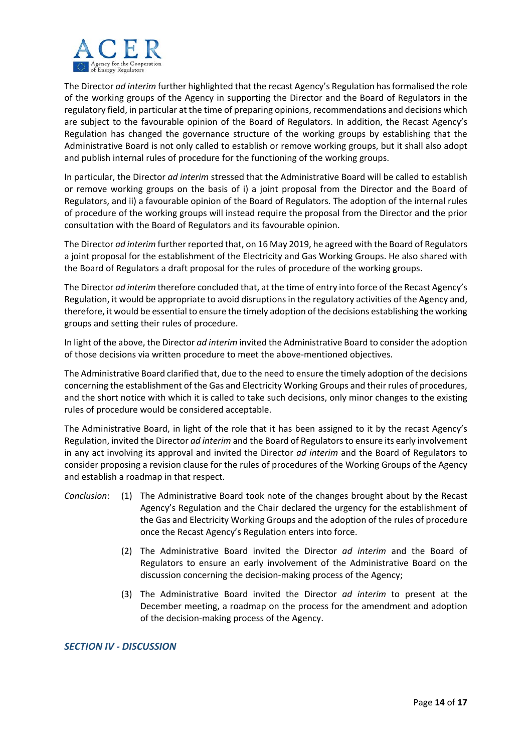The Director *ad interim* further highlighted that the recast Agency's Regulation has formalised the role of the working groups of the Agency in supporting the Director and the Board of Regulators in the regulatory field, in particular at the time of preparing opinions, recommendations and decisions which are subject to the favourable opinion of the Board of Regulators. In addition, the Recast Agency's Regulation has changed the governance structure of the working groups by establishing that the Administrative Board is not only called to establish or remove working groups, but it shall also adopt and publish internal rules of procedure for the functioning of the working groups.

In particular, the Director *ad interim* stressed that the Administrative Board will be called to establish or remove working groups on the basis of i) a joint proposal from the Director and the Board of Regulators, and ii) a favourable opinion of the Board of Regulators. The adoption of the internal rules of procedure of the working groups will instead require the proposal from the Director and the prior consultation with the Board of Regulators and its favourable opinion.

The Director *ad interim* further reported that, on 16 May 2019, he agreed with the Board of Regulators a joint proposal for the establishment of the Electricity and Gas Working Groups. He also shared with the Board of Regulators a draft proposal for the rules of procedure of the working groups.

The Director *ad interim* therefore concluded that, at the time of entry into force of the Recast Agency's Regulation, it would be appropriate to avoid disruptions in the regulatory activities of the Agency and, therefore, it would be essential to ensure the timely adoption of the decisions establishing the working groups and setting their rules of procedure.

In light of the above, the Director *ad interim* invited the Administrative Board to consider the adoption of those decisions via written procedure to meet the above-mentioned objectives.

The Administrative Board clarified that, due to the need to ensure the timely adoption of the decisions concerning the establishment of the Gas and Electricity Working Groups and their rules of procedures, and the short notice with which it is called to take such decisions, only minor changes to the existing rules of procedure would be considered acceptable.

The Administrative Board, in light of the role that it has been assigned to it by the recast Agency's Regulation, invited the Director *ad interim* and the Board of Regulators to ensure its early involvement in any act involving its approval and invited the Director *ad interim* and the Board of Regulators to consider proposing a revision clause for the rules of procedures of the Working Groups of the Agency and establish a roadmap in that respect.

*Conclusion*:

(1) The Administrative Board took note of the changes brought about by the Recast Agency's Regulation and the Chair declared the urgency for the establishment of the Gas and Electricity Working Groups and the adoption of the rules of procedure once the Recast Agency's Regulation enters into force.

(2) The Administrative Board invited the Director *ad interim* and the Board of Regulators to ensure an early involvement of the Administrative Board on the discussion concerning the decision-making process of the Agency;

(3) The Administrative Board invited the Director *ad interim* to present at the December meeting, a roadmap on the process for the amendment and adoption of the decision-making process of the Agency.

## *SECTION IV - DISCUSSION*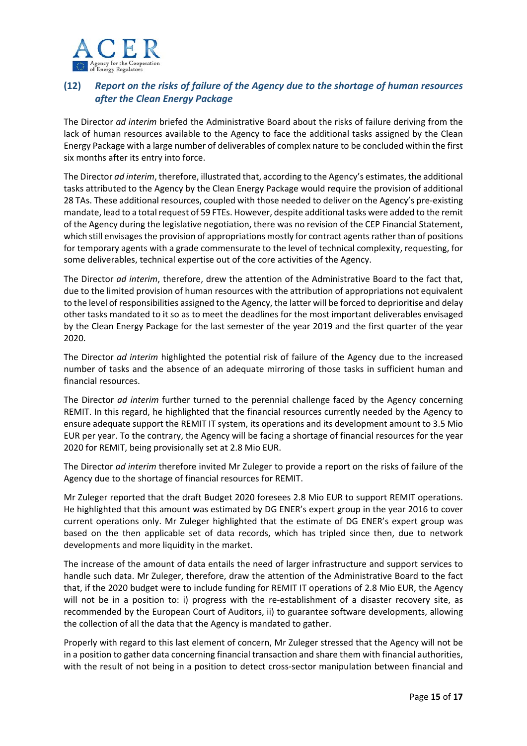## (12) *Report on the risks of failure of the Agency due to the shortage of human resources after the Clean Energy Package*

The Director *ad interim* briefed the Administrative Board about the risks of failure deriving from the lack of human resources available to the Agency to face the additional tasks assigned by the Clean Energy Package with a large number of deliverables of complex nature to be concluded within the first six months after its entry into force.

The Director *ad interim*, therefore, illustrated that, according to the Agency's estimates, the additional tasks attributed to the Agency by the Clean Energy Package would require the provision of additional 28 TAs. These additional resources, coupled with those needed to deliver on the Agency's pre-existing mandate, lead to a total request of 59 FTEs. However, despite additional tasks were added to the remit of the Agency during the legislative negotiation, there was no revision of the CEP Financial Statement, which still envisages the provision of appropriations mostly for contract agents rather than of positions for temporary agents with a grade commensurate to the level of technical complexity, requesting, for some deliverables, technical expertise out of the core activities of the Agency.

The Director *ad interim*, therefore, drew the attention of the Administrative Board to the fact that, due to the limited provision of human resources with the attribution of appropriations not equivalent to the level of responsibilities assigned to the Agency, the latter will be forced to deprioritise and delay other tasks mandated to it so as to meet the deadlines for the most important deliverables envisaged by the Clean Energy Package for the last semester of the year 2019 and the first quarter of the year 2020.

The Director *ad interim* highlighted the potential risk of failure of the Agency due to the increased number of tasks and the absence of an adequate mirroring of those tasks in sufficient human and financial resources.

The Director *ad interim* further turned to the perennial challenge faced by the Agency concerning REMIT. In this regard, he highlighted that the financial resources currently needed by the Agency to ensure adequate support the REMIT IT system, its operations and its development amount to 3.5 Mio EUR per year. To the contrary, the Agency will be facing a shortage of financial resources for the year 2020 for REMIT, being provisionally set at 2.8 Mio EUR.

The Director *ad interim* therefore invited Mr Zuleger to provide a report on the risks of failure of the Agency due to the shortage of financial resources for REMIT.

Mr Zuleger reported that the draft Budget 2020 foresees 2.8 Mio EUR to support REMIT operations. He highlighted that this amount was estimated by DG ENER's expert group in the year 2016 to cover current operations only. Mr Zuleger highlighted that the estimate of DG ENER's expert group was based on the then applicable set of data records, which has tripled since then, due to network developments and more liquidity in the market.

The increase of the amount of data entails the need of larger infrastructure and support services to handle such data. Mr Zuleger, therefore, draw the attention of the Administrative Board to the fact that, if the 2020 budget were to include funding for REMIT IT operations of 2.8 Mio EUR, the Agency will not be in a position to: i) progress with the re-establishment of a disaster recovery site, as recommended by the European Court of Auditors, ii) to guarantee software developments, allowing the collection of all the data that the Agency is mandated to gather.

Properly with regard to this last element of concern, Mr Zuleger stressed that the Agency will not be in a position to gather data concerning financial transaction and share them with financial authorities, with the result of not being in a position to detect cross-sector manipulation between financial and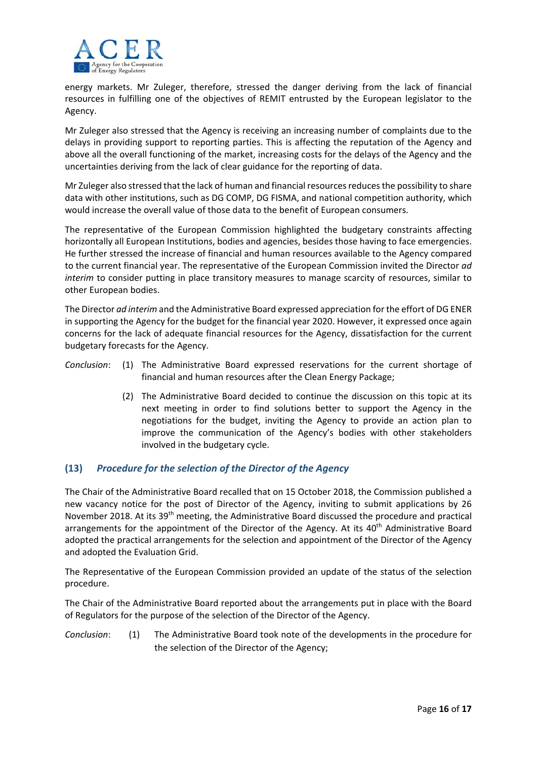energy markets. Mr Zuleger, therefore, stressed the danger deriving from the lack of financial resources in fulfilling one of the objectives of REMIT entrusted by the European legislator to the Agency.

Mr Zuleger also stressed that the Agency is receiving an increasing number of complaints due to the delays in providing support to reporting parties. This is affecting the reputation of the Agency and above all the overall functioning of the market, increasing costs for the delays of the Agency and the uncertainties deriving from the lack of clear guidance for the reporting of data.

Mr Zuleger also stressed that the lack of human and financial resources reduces the possibility to share data with other institutions, such as DG COMP, DG FISMA, and national competition authority, which would increase the overall value of those data to the benefit of European consumers.

The representative of the European Commission highlighted the budgetary constraints affecting horizontally all European Institutions, bodies and agencies, besides those having to face emergencies. He further stressed the increase of financial and human resources available to the Agency compared to the current financial year. The representative of the European Commission invited the Director *ad interim* to consider putting in place transitory measures to manage scarcity of resources, similar to other European bodies.

The Director *ad interim* and the Administrative Board expressed appreciation for the effort of DG ENER in supporting the Agency for the budget for the financial year 2020. However, it expressed once again concerns for the lack of adequate financial resources for the Agency, dissatisfaction for the current budgetary forecasts for the Agency.

*Conclusion*: (1) The Administrative Board expressed reservations for the current shortage of financial and human resources after the Clean Energy Package;

(2) The Administrative Board decided to continue the discussion on this topic at its next meeting in order to find solutions better to support the Agency in the negotiations for the budget, inviting the Agency to provide an action plan to improve the communication of the Agency's bodies with other stakeholders involved in the budgetary cycle.

### (13) *Procedure for the selection of the Director of the Agency*

The Chair of the Administrative Board recalled that on 15 October 2018, the Commission published a new vacancy notice for the post of Director of the Agency, inviting to submit applications by 26 November 2018. At its 39th meeting, the Administrative Board discussed the procedure and practical arrangements for the appointment of the Director of the Agency. At its 40th Administrative Board adopted the practical arrangements for the selection and appointment of the Director of the Agency and adopted the Evaluation Grid.

The Representative of the European Commission provided an update of the status of the selection procedure.

The Chair of the Administrative Board reported about the arrangements put in place with the Board of Regulators for the purpose of the selection of the Director of the Agency.

*Conclusion*: (1) The Administrative Board took note of the developments in the procedure for the selection of the Director of the Agency;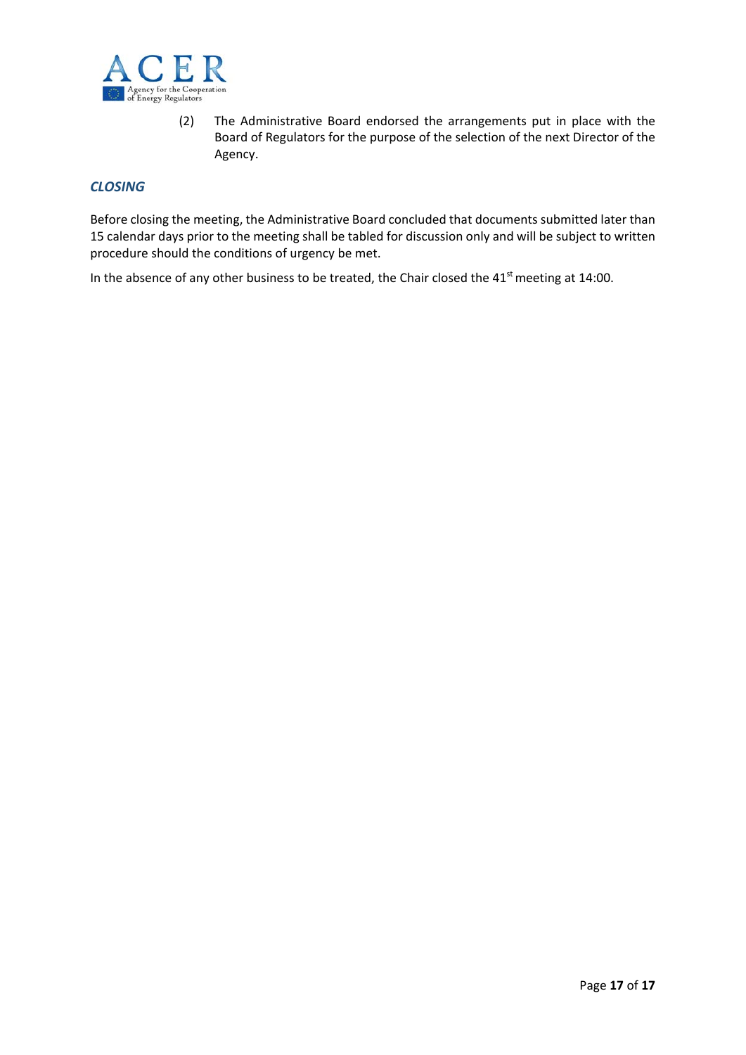(2) The Administrative Board endorsed the arrangements put in place with the Board of Regulators for the purpose of the selection of the next Director of the Agency.

### *CLOSING*

Before closing the meeting, the Administrative Board concluded that documents submitted later than 15 calendar days prior to the meeting shall be tabled for discussion only and will be subject to written procedure should the conditions of urgency be met.

In the absence of any other business to be treated, the Chair closed the 41st meeting at 14:00.